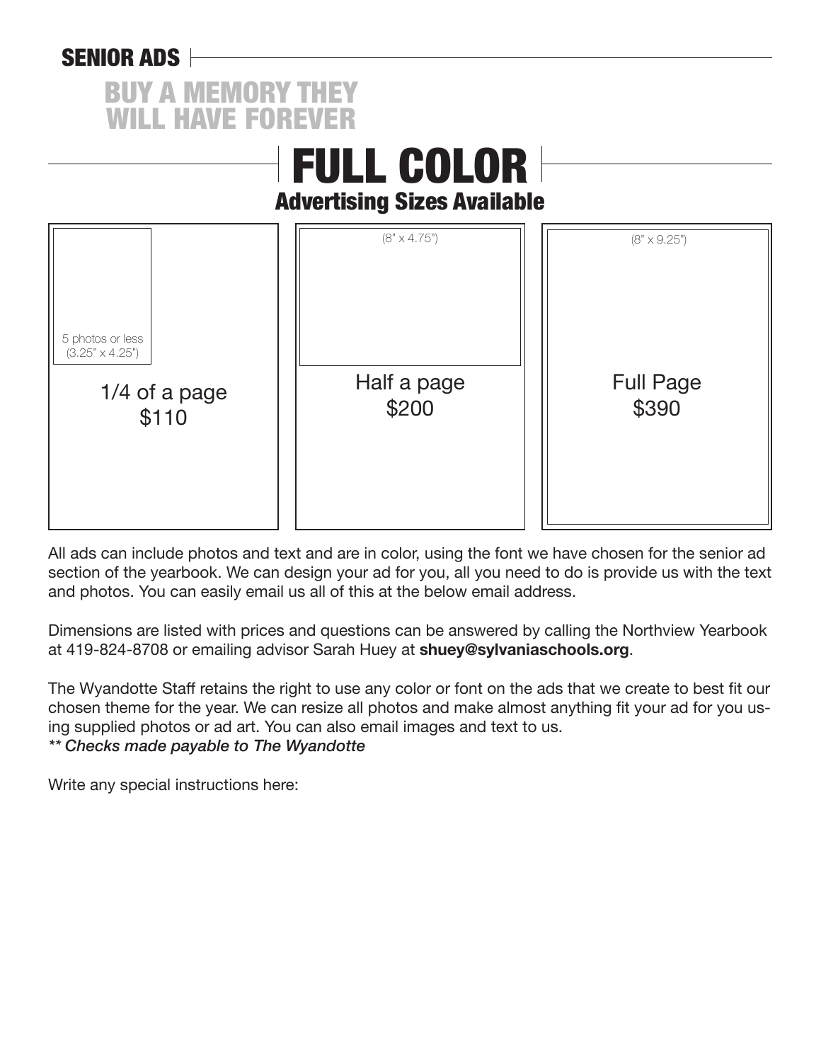## SENIOR ADS

### BUY A MEMORY THEY WILL HAVE FOREVER

# FULL COLOR

### Advertising Sizes Available

| 1/4 of a page | Half a page | Full Page |
| --- | --- | --- |
| 5 photos or less (3.25" x 4.25") | (8" x 4.75") | (8" x 9.25") |
| $110 | $200 | $390 |

All ads can include photos and text and are in color, using the font we have chosen for the senior ad section of the yearbook. We can design your ad for you, all you need to do is provide us with the text and photos. You can easily email us all of this at the below email address.

Dimensions are listed with prices and questions can be answered by calling the Northview Yearbook at 419-824-8708 or emailing advisor Sarah Huey at **shuey@sylvaniaschools.org**.

The Wyandotte Staff retains the right to use any color or font on the ads that we create to best fit our chosen theme for the year. We can resize all photos and make almost anything fit your ad for you using supplied photos or ad art. You can also email images and text to us.
*** Checks made payable to The Wyandotte*

Write any special instructions here: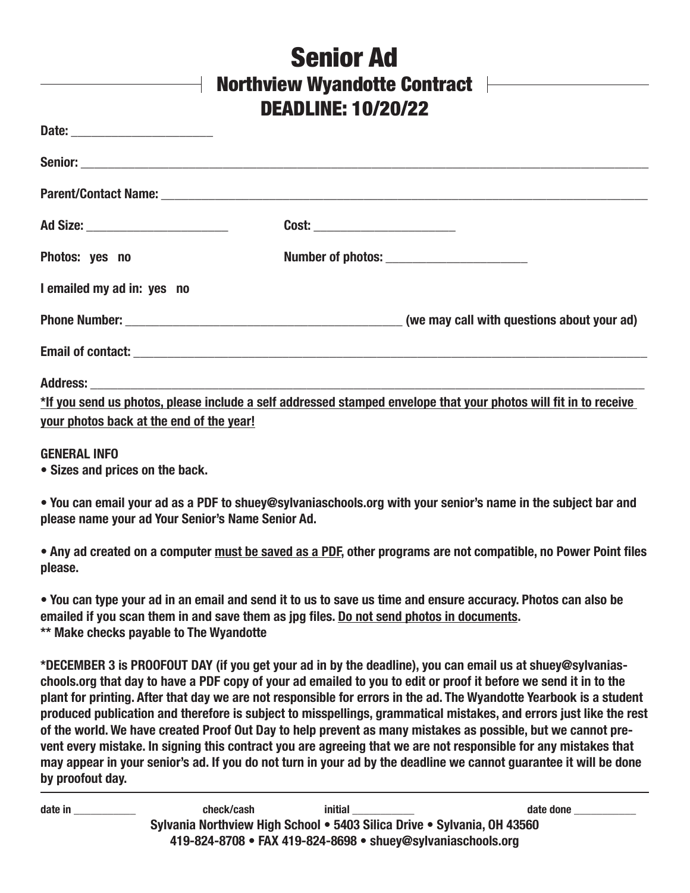# Senior Ad

## Northview Wyandotte Contract

## DEADLINE: 10/20/22

Date: ______________________

Senior: ______________________________________________________________________________

Parent/Contact Name: ______________________________________________________________________

Ad Size: ______________________ Cost: ______________________

Photos: yes no Number of photos: ______________________

I emailed my ad in: yes no

Phone Number: __________________________________________ (we may call with questions about your ad)

Email of contact: ___________________________________________________________________________

Address: ______________________________________________________________________________

<u>*If you send us photos, please include a self addressed stamped envelope that your photos will fit in to receive your photos back at the end of the year!</u>

**GENERAL INFO**

- Sizes and prices on the back.

- You can email your ad as a PDF to shuey@sylvaniaschools.org with your senior's name in the subject bar and please name your ad Your Senior's Name Senior Ad.

- Any ad created on a computer <u>must be saved as a PDF</u>, other programs are not compatible, no Power Point files please.

- You can type your ad in an email and send it to us to save us time and ensure accuracy. Photos can also be emailed if you scan them in and save them as jpg files. <u>Do not send photos in documents</u>.

** Make checks payable to The Wyandotte

*DECEMBER 3 is PROOFOUT DAY (if you get your ad in by the deadline), you can email us at shuey@sylvaniaschools.org that day to have a PDF copy of your ad emailed to you to edit or proof it before we send it in to the plant for printing. After that day we are not responsible for errors in the ad. The Wyandotte Yearbook is a student produced publication and therefore is subject to misspellings, grammatical mistakes, and errors just like the rest of the world. We have created Proof Out Day to help prevent as many mistakes as possible, but we cannot prevent every mistake. In signing this contract you are agreeing that we are not responsible for any mistakes that may appear in your senior's ad. If you do not turn in your ad by the deadline we cannot guarantee it will be done by proofout day.

---

date in ___________ check/cash initial ___________ date done ___________

Sylvania Northview High School • 5403 Silica Drive • Sylvania, OH 43560

419-824-8708 • FAX 419-824-8698 • shuey@sylvaniaschools.org